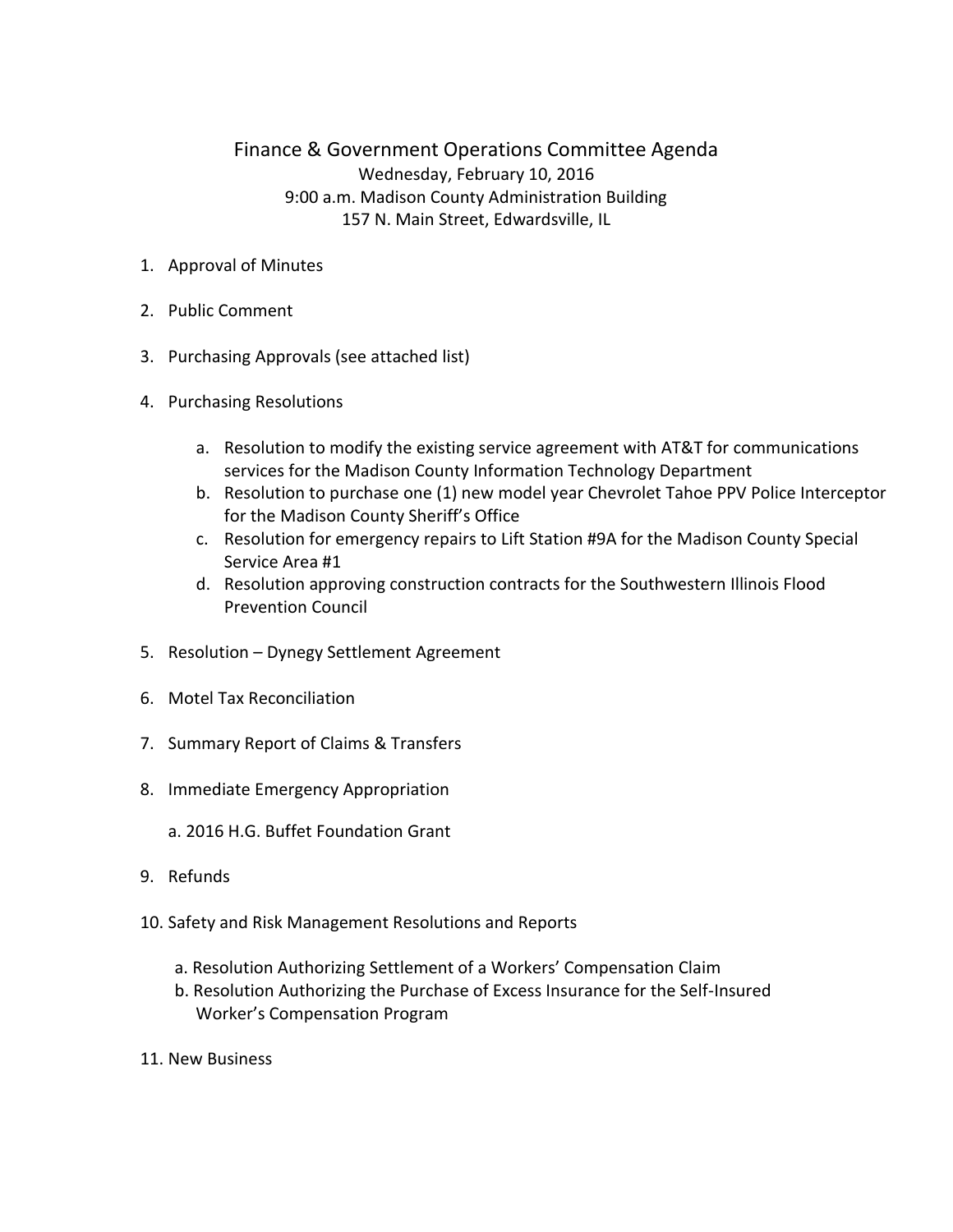# Finance & Government Operations Committee Agenda

Wednesday, February 10, 2016
9:00 a.m. Madison County Administration Building
157 N. Main Street, Edwardsville, IL

1. Approval of Minutes
2. Public Comment
3. Purchasing Approvals (see attached list)
4. Purchasing Resolutions
   a. Resolution to modify the existing service agreement with AT&T for communications services for the Madison County Information Technology Department
   b. Resolution to purchase one (1) new model year Chevrolet Tahoe PPV Police Interceptor for the Madison County Sheriff's Office
   c. Resolution for emergency repairs to Lift Station #9A for the Madison County Special Service Area #1
   d. Resolution approving construction contracts for the Southwestern Illinois Flood Prevention Council
5. Resolution – Dynegy Settlement Agreement
6. Motel Tax Reconciliation
7. Summary Report of Claims & Transfers
8. Immediate Emergency Appropriation
   a. 2016 H.G. Buffet Foundation Grant
9. Refunds
10. Safety and Risk Management Resolutions and Reports
    a. Resolution Authorizing Settlement of a Workers' Compensation Claim
    b. Resolution Authorizing the Purchase of Excess Insurance for the Self-Insured Worker's Compensation Program
11. New Business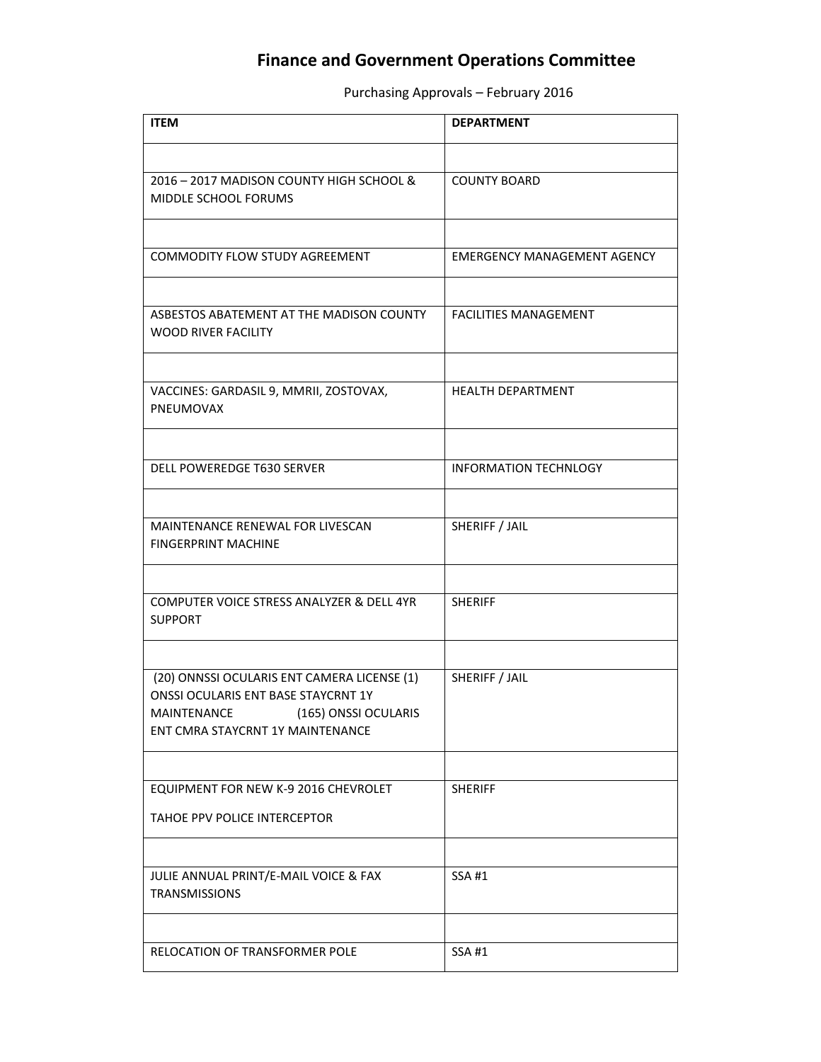# Finance and Government Operations Committee

Purchasing Approvals – February 2016

| ITEM | DEPARTMENT |
|---|---|
| | |
| 2016 – 2017 MADISON COUNTY HIGH SCHOOL & MIDDLE SCHOOL FORUMS | COUNTY BOARD |
| | |
| COMMODITY FLOW STUDY AGREEMENT | EMERGENCY MANAGEMENT AGENCY |
| | |
| ASBESTOS ABATEMENT AT THE MADISON COUNTY WOOD RIVER FACILITY | FACILITIES MANAGEMENT |
| | |
| VACCINES: GARDASIL 9, MMRII, ZOSTOVAX, PNEUMOVAX | HEALTH DEPARTMENT |
| | |
| DELL POWEREDGE T630 SERVER | INFORMATION TECHNLOGY |
| | |
| MAINTENANCE RENEWAL FOR LIVESCAN FINGERPRINT MACHINE | SHERIFF / JAIL |
| | |
| COMPUTER VOICE STRESS ANALYZER & DELL 4YR SUPPORT | SHERIFF |
| | |
| (20) ONNSSI OCULARIS ENT CAMERA LICENSE (1) ONSSI OCULARIS ENT BASE STAYCRNT 1Y MAINTENANCE (165) ONSSI OCULARIS ENT CMRA STAYCRNT 1Y MAINTENANCE | SHERIFF / JAIL |
| | |
| EQUIPMENT FOR NEW K-9 2016 CHEVROLET TAHOE PPV POLICE INTERCEPTOR | SHERIFF |
| | |
| JULIE ANNUAL PRINT/E-MAIL VOICE & FAX TRANSMISSIONS | SSA #1 |
| | |
| RELOCATION OF TRANSFORMER POLE | SSA #1 |